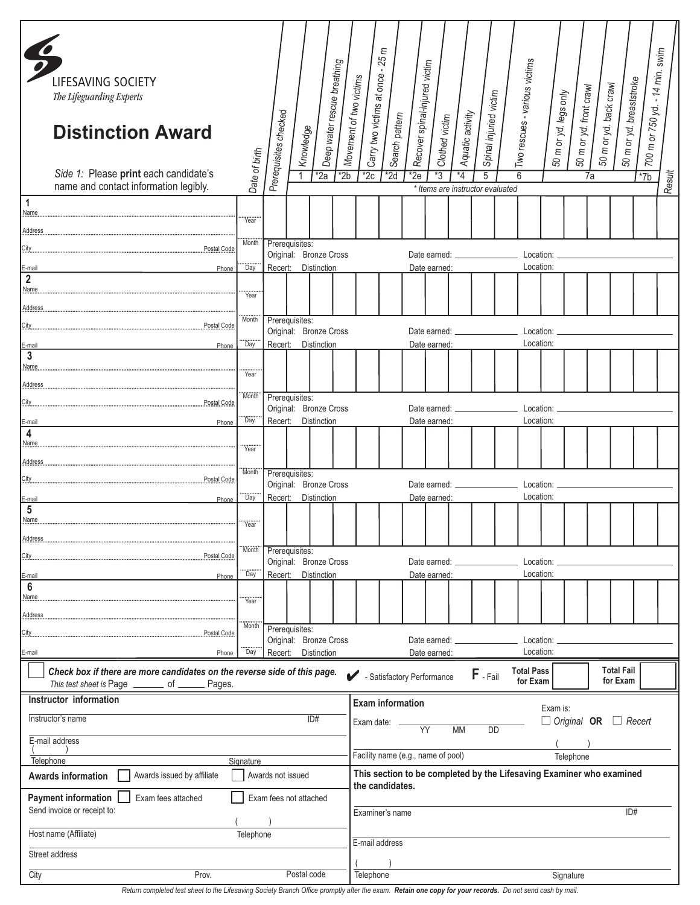LIFESAVING SOCIETY

*The Lifeguarding Experts*

# Distinction Award

*Side 1:* Please **print** each candidate's name and contact information legibly.

| | Date of birth | Prerequisites checked | Knowledge | Deep water rescue breathing | Movement of two victims | Carry two victims at once - 25 m | Search pattern | Recover spinal-injured victim | Clothed victim | Aquatic activity | Spinal injured victim | Two rescues - various victims | 50 m or yd. legs only | 50 m or yd. front crawl | 50 m or yd. back crawl | 50 m or yd. breaststroke | 700 m or 750 yd. - 14 min. swim | Result |
|---|---|---|---|---|---|---|---|---|---|---|---|---|---|---|---|---|---|---|
| | | | 1 | *2a | *2b | *2c | *2d | *2e | *3 | *4 | 5 | 6 | 7a | | | | *7b | |
| **1** Name / Address / City / Postal Code / E-mail / Phone | Year / Month / Day | | | | | | | | | | | | | | | | | |
| **2** Name / Address / City / Postal Code / E-mail / Phone | Year / Month / Day | | | | | | | | | | | | | | | | | |
| **3** Name / Address / City / Postal Code / E-mail / Phone | Year / Month / Day | | | | | | | | | | | | | | | | | |
| **4** Name / Address / City / Postal Code / E-mail / Phone | Year / Month / Day | | | | | | | | | | | | | | | | | |
| **5** Name / Address / City / Postal Code / E-mail / Phone | Year / Month / Day | | | | | | | | | | | | | | | | | |
| **6** Name / Address / City / Postal Code / E-mail / Phone | Year / Month / Day | | | | | | | | | | | | | | | | | |

*\* Items are instructor evaluated*

For each candidate:

Prerequisites:
Original: Bronze Cross Date earned: ______ Location: ______
Recert: Distinction Date earned: Location:

☐ ***Check box if there are more candidates on the reverse side of this page.***
*This test sheet is* Page ______ of ______ Pages.

✔ - Satisfactory Performance **F** - Fail **Total Pass for Exam** ______ **Total Fail for Exam** ______

**Instructor information**

Instructor's name ID#

E-mail address

( ) Telephone Signature

**Exam information**

Exam date: ______ YY MM DD

Exam is: ☐ *Original* **OR** ☐ *Recert*

Facility name (e.g., name of pool) ( ) Telephone

**Awards information** ☐ Awards issued by affiliate ☐ Awards not issued

**Payment information** ☐ Exam fees attached ☐ Exam fees not attached

Send invoice or receipt to:

Host name (Affiliate) ( ) Telephone

Street address

City Prov. Postal code

**This section to be completed by the Lifesaving Examiner who examined the candidates.**

Examiner's name ID#

E-mail address

( ) Telephone Signature

*Return completed test sheet to the Lifesaving Society Branch Office promptly after the exam.* ***Retain one copy for your records.*** *Do not send cash by mail.*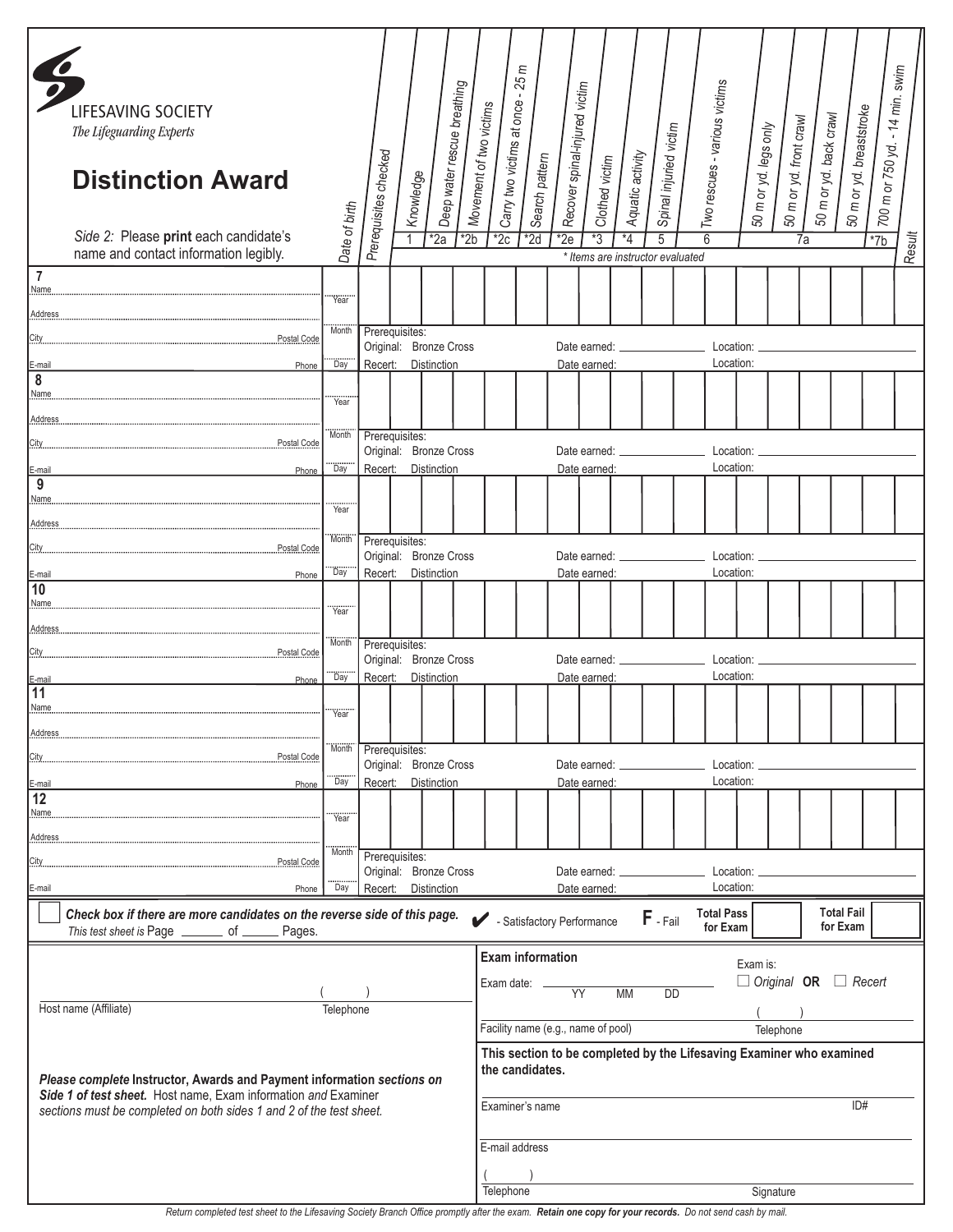LIFESAVING SOCIETY
*The Lifeguarding Experts*

# Distinction Award

*Side 2:* Please **print** each candidate's name and contact information legibly.

| Candidate | Date of birth | Prerequisites checked | Knowledge | Deep water rescue breathing | Movement of two victims | Carry two victims at once - 25 m | Search pattern | Recover spinal-injured victim | Clothed victim | Aquatic activity | Spinal injured victim | Two rescues - various victims | 50 m or yd. legs only | 50 m or yd. front crawl | 50 m or yd. back crawl | 50 m or yd. breaststroke | 700 m or 750 yd. - 14 min. swim | Result |
|---|---|---|---|---|---|---|---|---|---|---|---|---|---|---|---|---|---|---|
| | | | 1 | *2a | *2b | *2c | *2d | *2e | *3 | *4 | 5 | 6 | 7a | | | | *7b | |
| **7** Name / Address / City / Postal Code / E-mail / Phone | Year / Month / Day | | | | | | | | | | | | | | | | | |
| Prerequisites: Original: Bronze Cross Date earned: ______ Location: ______ Recert: Distinction Date earned: Location: | | | | | | | | | | | | | | | | | | |
| **8** Name / Address / City / Postal Code / E-mail / Phone | Year / Month / Day | | | | | | | | | | | | | | | | | |
| Prerequisites: Original: Bronze Cross Date earned: ______ Location: ______ Recert: Distinction Date earned: Location: | | | | | | | | | | | | | | | | | | |
| **9** Name / Address / City / Postal Code / E-mail / Phone | Year / Month / Day | | | | | | | | | | | | | | | | | |
| Prerequisites: Original: Bronze Cross Date earned: ______ Location: ______ Recert: Distinction Date earned: Location: | | | | | | | | | | | | | | | | | | |
| **10** Name / Address / City / Postal Code / E-mail / Phone | Year / Month / Day | | | | | | | | | | | | | | | | | |
| Prerequisites: Original: Bronze Cross Date earned: ______ Location: ______ Recert: Distinction Date earned: Location: | | | | | | | | | | | | | | | | | | |
| **11** Name / Address / City / Postal Code / E-mail / Phone | Year / Month / Day | | | | | | | | | | | | | | | | | |
| Prerequisites: Original: Bronze Cross Date earned: ______ Location: ______ Recert: Distinction Date earned: Location: | | | | | | | | | | | | | | | | | | |
| **12** Name / Address / City / Postal Code / E-mail / Phone | Year / Month / Day | | | | | | | | | | | | | | | | | |
| Prerequisites: Original: Bronze Cross Date earned: ______ Location: ______ Recert: Distinction Date earned: Location: | | | | | | | | | | | | | | | | | | |

\* Items are instructor evaluated

☐ ***Check box if there are more candidates on the reverse side of this page.***
*This test sheet is* Page ______ of ______ Pages.

✔ - Satisfactory Performance  **F** - Fail  **Total Pass for Exam** ____  **Total Fail for Exam** ____

Host name (Affiliate) ______________________ ( ) Telephone ______________

***Please complete*** **Instructor, Awards and Payment information** ***sections on*** **Side 1 of test sheet.** Host name, Exam information *and* Examiner sections must be completed on both sides 1 and 2 of the test sheet.

**Exam information**

Exam date: ______ YY MM DD

Exam is: ☐ *Original* **OR** ☐ *Recert*

Facility name (e.g., name of pool) ______________ ( ) Telephone ______________

**This section to be completed by the Lifesaving Examiner who examined the candidates.**

Examiner's name ______________________ ID# ______

E-mail address ______________________

( ) Telephone ______________ Signature ______________

*Return completed test sheet to the Lifesaving Society Branch Office promptly after the exam.* ***Retain one copy for your records.*** *Do not send cash by mail.*